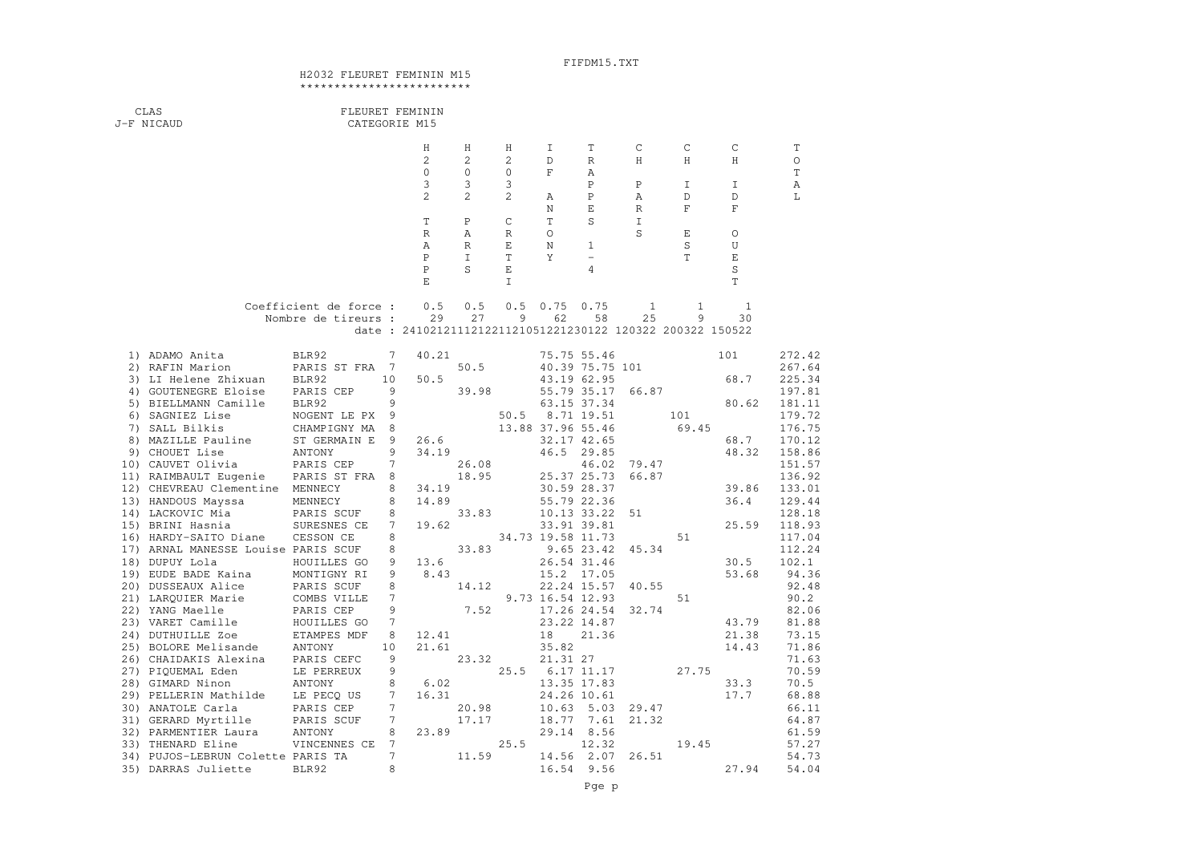# H2032 FLEURET FEMININ M15

************************

CLAS
J-F NICAUD

FLEURET FEMININ
CATEGORIE M15

| Clas | Nom | Club | | H2032 TRAPPE | H2032 PARIS | H2032 CRETEI | IDF ANTONY | TRAPES 1-4 | CH PARIS | CH IDF EST | CH IDF OUEST | TOTAL |
|---|---|---|---|---|---|---|---|---|---|---|---|---|
| | | Coefficient de force : | | 0.5 | 0.5 | 0.5 | 0.75 | 0.75 | 1 | 1 | 1 | |
| | | Nombre de tireurs : | | 29 | 27 | 9 | 62 | 58 | 25 | 9 | 30 | |
| | | date : 241021211121221121051221230122 120322 200322 150522 | | | | | | | | | | |
| 1) | ADAMO Anita | BLR92 | 7 | 40.21 | | | 75.75 | 55.46 | | | 101 | 272.42 |
| 2) | RAFIN Marion | PARIS ST FRA | 7 | | 50.5 | | 40.39 | 75.75 | 101 | | | 267.64 |
| 3) | LI Helene Zhixuan | BLR92 | 10 | 50.5 | | | 43.19 | 62.95 | | | 68.7 | 225.34 |
| 4) | GOUTENEGRE Eloise | PARIS CEP | 9 | | 39.98 | | 55.79 | 35.17 | 66.87 | | | 197.81 |
| 5) | BIELLMANN Camille | BLR92 | 9 | | | | 63.15 | 37.34 | | | 80.62 | 181.11 |
| 6) | SAGNIEZ Lise | NOGENT LE PX | 9 | | | 50.5 | 8.71 | 19.51 | | 101 | | 179.72 |
| 7) | SALL Bilkis | CHAMPIGNY MA | 8 | | | 13.88 | 37.96 | 55.46 | | 69.45 | | 176.75 |
| 8) | MAZILLE Pauline | ST GERMAIN E | 9 | 26.6 | | | 32.17 | 42.65 | | | 68.7 | 170.12 |
| 9) | CHOUET Lise | ANTONY | 9 | 34.19 | | | 46.5 | 29.85 | | | 48.32 | 158.86 |
| 10) | CAUVET Olivia | PARIS CEP | 7 | | 26.08 | | | 46.02 | 79.47 | | | 151.57 |
| 11) | RAIMBAULT Eugenie | PARIS ST FRA | 8 | | 18.95 | | 25.37 | 25.73 | 66.87 | | | 136.92 |
| 12) | CHEVREAU Clementine | MENNECY | 8 | 34.19 | | | 30.59 | 28.37 | | | 39.86 | 133.01 |
| 13) | HANDOUS Mayssa | MENNECY | 8 | 14.89 | | | 55.79 | 22.36 | | | 36.4 | 129.44 |
| 14) | LACKOVIC Mia | PARIS SCUF | 8 | | 33.83 | | 10.13 | 33.22 | 51 | | | 128.18 |
| 15) | BRINI Hasnia | SURESNES CE | 7 | 19.62 | | | 33.91 | 39.81 | | | 25.59 | 118.93 |
| 16) | HARDY-SAITO Diane | CESSON CE | 8 | | | 34.73 | 19.58 | 11.73 | | 51 | | 117.04 |
| 17) | ARNAL MANESSE Louise | PARIS SCUF | 8 | | 33.83 | | 9.65 | 23.42 | 45.34 | | | 112.24 |
| 18) | DUPUY Lola | HOUILLES GO | 9 | 13.6 | | | 26.54 | 31.46 | | | 30.5 | 102.1 |
| 19) | EUDE BADE Kaina | MONTIGNY RI | 9 | 8.43 | | | 15.2 | 17.05 | | | 53.68 | 94.36 |
| 20) | DUSSEAUX Alice | PARIS SCUF | 8 | | 14.12 | | 22.24 | 15.57 | 40.55 | | | 92.48 |
| 21) | LARQUIER Marie | COMBS VILLE | 7 | | | 9.73 | 16.54 | 12.93 | | 51 | | 90.2 |
| 22) | YANG Maelle | PARIS CEP | 9 | | 7.52 | | 17.26 | 24.54 | 32.74 | | | 82.06 |
| 23) | VARET Camille | HOUILLES GO | 7 | | | | 23.22 | 14.87 | | | 43.79 | 81.88 |
| 24) | DUTHUILLE Zoe | ETAMPES MDF | 8 | 12.41 | | | 18 | 21.36 | | | 21.38 | 73.15 |
| 25) | BOLORE Melisande | ANTONY | 10 | 21.61 | | | 35.82 | | | | 14.43 | 71.86 |
| 26) | CHAIDAKIS Alexina | PARIS CEFC | 9 | | 23.32 | | 21.31 | 27 | | | | 71.63 |
| 27) | PIQUEMAL Eden | LE PERREUX | 9 | | | 25.5 | 6.17 | 11.17 | | 27.75 | | 70.59 |
| 28) | GIMARD Ninon | ANTONY | 8 | 6.02 | | | 13.35 | 17.83 | | | 33.3 | 70.5 |
| 29) | PELLERIN Mathilde | LE PECQ US | 7 | 16.31 | | | 24.26 | 10.61 | | | 17.7 | 68.88 |
| 30) | ANATOLE Carla | PARIS CEP | 7 | | 20.98 | | 10.63 | 5.03 | 29.47 | | | 66.11 |
| 31) | GERARD Myrtille | PARIS SCUF | 7 | | 17.17 | | 18.77 | 7.61 | 21.32 | | | 64.87 |
| 32) | PARMENTIER Laura | ANTONY | 8 | 23.89 | | | 29.14 | 8.56 | | | | 61.59 |
| 33) | THENARD Eline | VINCENNES CE | 7 | | | 25.5 | | 12.32 | | 19.45 | | 57.27 |
| 34) | PUJOS-LEBRUN Colette | PARIS TA | 7 | | 11.59 | | 14.56 | 2.07 | 26.51 | | | 54.73 |
| 35) | DARRAS Juliette | BLR92 | 8 | | | | 16.54 | 9.56 | | | 27.94 | 54.04 |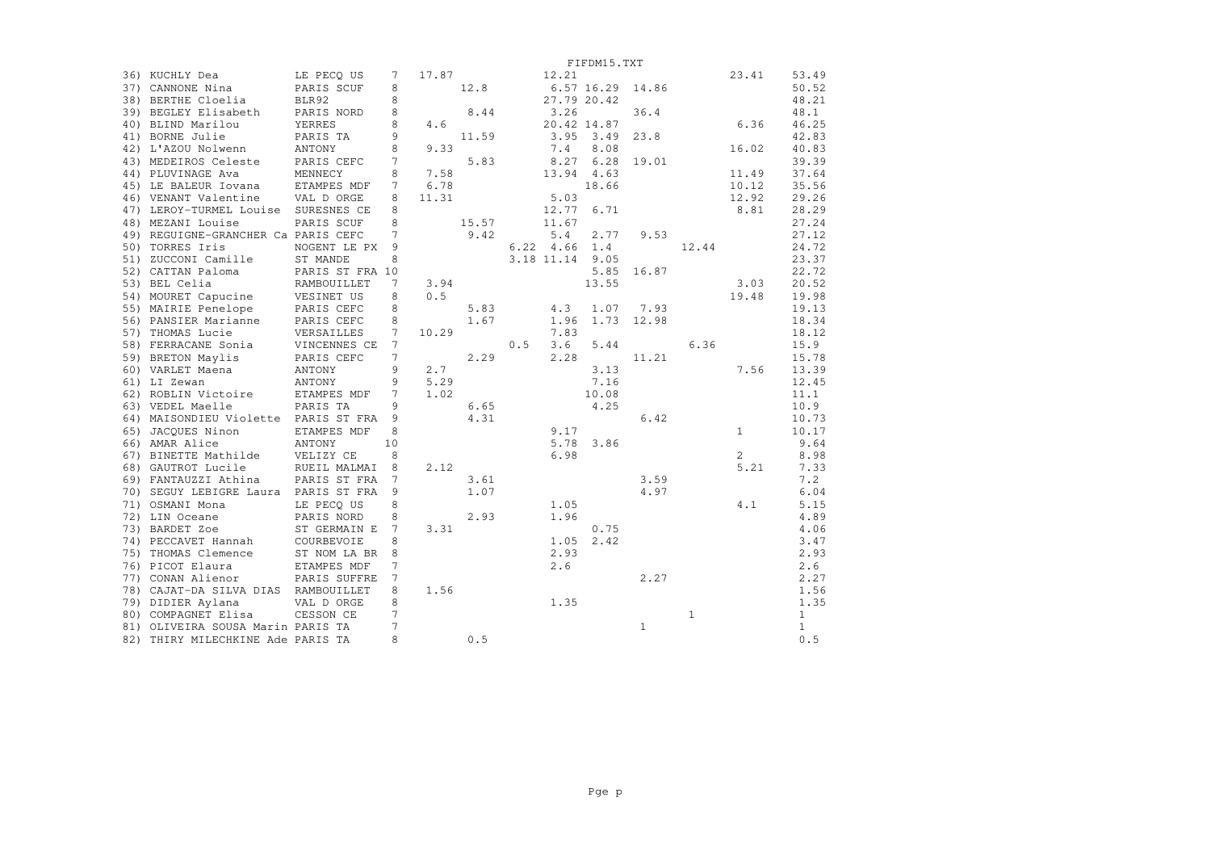| | | | | | | | | | | | |
|---|---|---|---|---|---|---|---|---|---|---|---|
| 36) KUCHLY Dea | LE PECQ US | 7 | 17.87 | | | 12.21 | | | | 23.41 | 53.49 |
| 37) CANNONE Nina | PARIS SCUF | 8 | | 12.8 | | 6.57 | 16.29 | 14.86 | | | 50.52 |
| 38) BERTHE Cloelia | BLR92 | 8 | | | | 27.79 | 20.42 | | | | 48.21 |
| 39) BEGLEY Elisabeth | PARIS NORD | 8 | | 8.44 | | 3.26 | | 36.4 | | | 48.1 |
| 40) BLIND Marilou | YERRES | 8 | 4.6 | | | 20.42 | 14.87 | | | 6.36 | 46.25 |
| 41) BORNE Julie | PARIS TA | 9 | | 11.59 | | 3.95 | 3.49 | 23.8 | | | 42.83 |
| 42) L'AZOU Nolwenn | ANTONY | 8 | 9.33 | | | 7.4 | 8.08 | | | 16.02 | 40.83 |
| 43) MEDEIROS Celeste | PARIS CEFC | 7 | | 5.83 | | 8.27 | 6.28 | 19.01 | | | 39.39 |
| 44) PLUVINAGE Ava | MENNECY | 8 | 7.58 | | | 13.94 | 4.63 | | | 11.49 | 37.64 |
| 45) LE BALEUR Iovana | ETAMPES MDF | 7 | 6.78 | | | | 18.66 | | | 10.12 | 35.56 |
| 46) VENANT Valentine | VAL D ORGE | 8 | 11.31 | | | 5.03 | | | | 12.92 | 29.26 |
| 47) LEROY-TURMEL Louise | SURESNES CE | 8 | | | | 12.77 | 6.71 | | | 8.81 | 28.29 |
| 48) MEZANI Louise | PARIS SCUF | 8 | | 15.57 | | 11.67 | | | | | 27.24 |
| 49) REGUIGNE-GRANCHER Ca | PARIS CEFC | 7 | | 9.42 | | 5.4 | 2.77 | 9.53 | | | 27.12 |
| 50) TORRES Iris | NOGENT LE PX | 9 | | | 6.22 | 4.66 | 1.4 | | 12.44 | | 24.72 |
| 51) ZUCCONI Camille | ST MANDE | 8 | | | 3.18 | 11.14 | 9.05 | | | | 23.37 |
| 52) CATTAN Paloma | PARIS ST FRA | 10 | | | | | 5.85 | 16.87 | | | 22.72 |
| 53) BEL Celia | RAMBOUILLET | 7 | 3.94 | | | | 13.55 | | | 3.03 | 20.52 |
| 54) MOURET Capucine | VESINET US | 8 | 0.5 | | | | | | | 19.48 | 19.98 |
| 55) MAIRIE Penelope | PARIS CEFC | 8 | | 5.83 | | 4.3 | 1.07 | 7.93 | | | 19.13 |
| 56) PANSIER Marianne | PARIS CEFC | 8 | | 1.67 | | 1.96 | 1.73 | 12.98 | | | 18.34 |
| 57) THOMAS Lucie | VERSAILLES | 7 | 10.29 | | | 7.83 | | | | | 18.12 |
| 58) FERRACANE Sonia | VINCENNES CE | 7 | | | 0.5 | 3.6 | 5.44 | | 6.36 | | 15.9 |
| 59) BRETON Maylis | PARIS CEFC | 7 | | 2.29 | | 2.28 | | 11.21 | | | 15.78 |
| 60) VARLET Maena | ANTONY | 9 | 2.7 | | | | 3.13 | | | 7.56 | 13.39 |
| 61) LI Zewan | ANTONY | 9 | 5.29 | | | | 7.16 | | | | 12.45 |
| 62) ROBLIN Victoire | ETAMPES MDF | 7 | 1.02 | | | | 10.08 | | | | 11.1 |
| 63) VEDEL Maelle | PARIS TA | 9 | | 6.65 | | | 4.25 | | | | 10.9 |
| 64) MAISONDIEU Violette | PARIS ST FRA | 9 | | 4.31 | | | | 6.42 | | | 10.73 |
| 65) JACQUES Ninon | ETAMPES MDF | 8 | | | | 9.17 | | | | 1 | 10.17 |
| 66) AMAR Alice | ANTONY | 10 | | | | 5.78 | 3.86 | | | | 9.64 |
| 67) BINETTE Mathilde | VELIZY CE | 8 | | | | 6.98 | | | | 2 | 8.98 |
| 68) GAUTROT Lucile | RUEIL MALMAI | 8 | 2.12 | | | | | | | 5.21 | 7.33 |
| 69) FANTAUZZI Athina | PARIS ST FRA | 7 | | 3.61 | | | | 3.59 | | | 7.2 |
| 70) SEGUY LEBIGRE Laura | PARIS ST FRA | 9 | | 1.07 | | | | 4.97 | | | 6.04 |
| 71) OSMANI Mona | LE PECQ US | 8 | | | | 1.05 | | | | 4.1 | 5.15 |
| 72) LIN Oceane | PARIS NORD | 8 | | 2.93 | | 1.96 | | | | | 4.89 |
| 73) BARDET Zoe | ST GERMAIN E | 7 | 3.31 | | | | 0.75 | | | | 4.06 |
| 74) PECCAVET Hannah | COURBEVOIE | 8 | | | | 1.05 | 2.42 | | | | 3.47 |
| 75) THOMAS Clemence | ST NOM LA BR | 8 | | | | 2.93 | | | | | 2.93 |
| 76) PICOT Elaura | ETAMPES MDF | 7 | | | | 2.6 | | | | | 2.6 |
| 77) CONAN Alienor | PARIS SUFFRE | 7 | | | | | | 2.27 | | | 2.27 |
| 78) CAJAT-DA SILVA DIAS | RAMBOUILLET | 8 | 1.56 | | | | | | | | 1.56 |
| 79) DIDIER Aylana | VAL D ORGE | 8 | | | | 1.35 | | | | | 1.35 |
| 80) COMPAGNET Elisa | CESSON CE | 7 | | | | | | | 1 | | 1 |
| 81) OLIVEIRA SOUSA Marin | PARIS TA | 7 | | | | | | 1 | | | 1 |
| 82) THIRY MILECHKINE Ade | PARIS TA | 8 | | 0.5 | | | | | | | 0.5 |